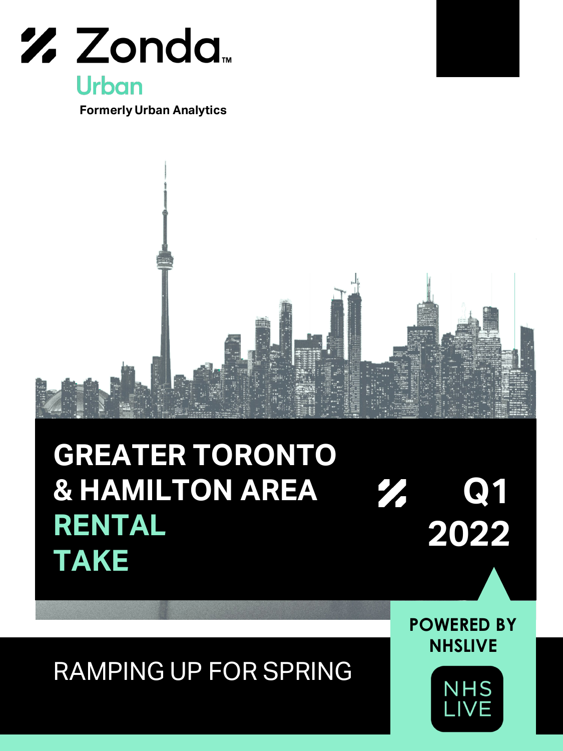Zonda™

Urban

Formerly Urban Analytics

# GREATER TORONTO & HAMILTON AREA RENTAL TAKE

Q1 2022

POWERED BY NHSLIVE

NHS LIVE

## RAMPING UP FOR SPRING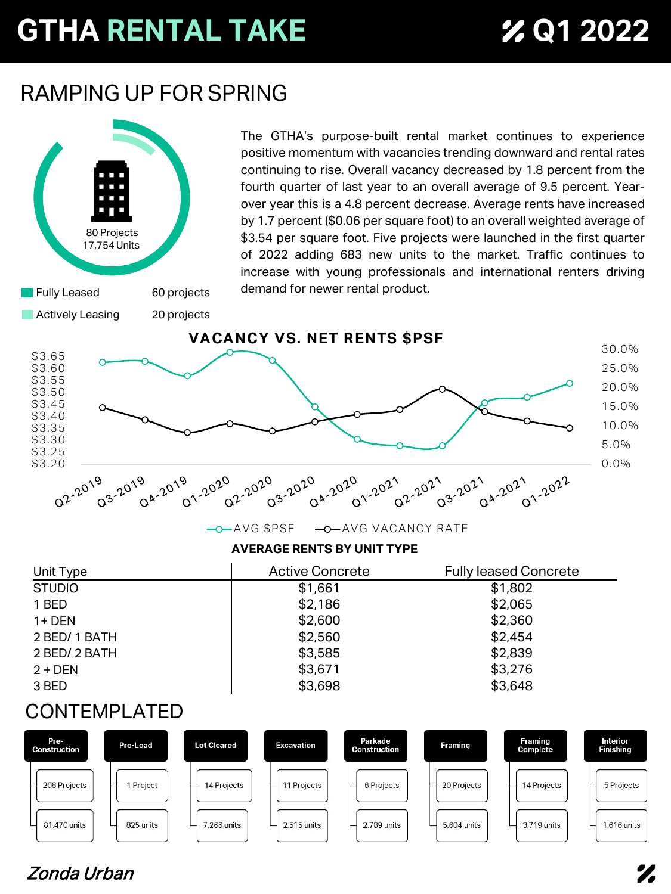# GTHA RENTAL TAKE

Q1 2022

## RAMPING UP FOR SPRING

80 Projects
17,754 Units

Fully Leased 60 projects

Actively Leasing 20 projects

The GTHA's purpose-built rental market continues to experience positive momentum with vacancies trending downward and rental rates continuing to rise. Overall vacancy decreased by 1.8 percent from the fourth quarter of last year to an overall average of 9.5 percent. Year-over year this is a 4.8 percent decrease. Average rents have increased by 1.7 percent ($0.06 per square foot) to an overall weighted average of $3.54 per square foot. Five projects were launched in the first quarter of 2022 adding 683 new units to the market. Traffic continues to increase with young professionals and international renters driving demand for newer rental product.

### VACANCY VS. NET RENTS $PSF

$3.65
$3.60
$3.55
$3.50
$3.45
$3.40
$3.35
$3.30
$3.25
$3.20

30.0%
25.0%
20.0%
15.0%
10.0%
5.0%
0.0%

Q2-2019, Q3-2019, Q4-2019, Q1-2020, Q2-2020, Q3-2020, Q4-2020, Q1-2021, Q2-2021, Q3-2021, Q4-2021, Q1-2022

AVG $PSF — AVG VACANCY RATE

### AVERAGE RENTS BY UNIT TYPE

| Unit Type | Active Concrete | Fully leased Concrete |
|---|---|---|
| STUDIO | $1,661 | $1,802 |
| 1 BED | $2,186 | $2,065 |
| 1+ DEN | $2,600 | $2,360 |
| 2 BED/ 1 BATH | $2,560 | $2,454 |
| 2 BED/ 2 BATH | $3,585 | $2,839 |
| 2 + DEN | $3,671 | $3,276 |
| 3 BED | $3,698 | $3,648 |

## CONTEMPLATED

| Pre-Construction | Pre-Load | Lot Cleared | Excavation | Parkade Construction | Framing | Framing Complete | Interior Finishing |
|---|---|---|---|---|---|---|---|
| 208 Projects | 1 Project | 14 Projects | 11 Projects | 6 Projects | 20 Projects | 14 Projects | 5 Projects |
| 81,470 units | 825 units | 7,266 units | 2,515 units | 2,789 units | 5,604 units | 3,719 units | 1,616 units |

*Zonda Urban*